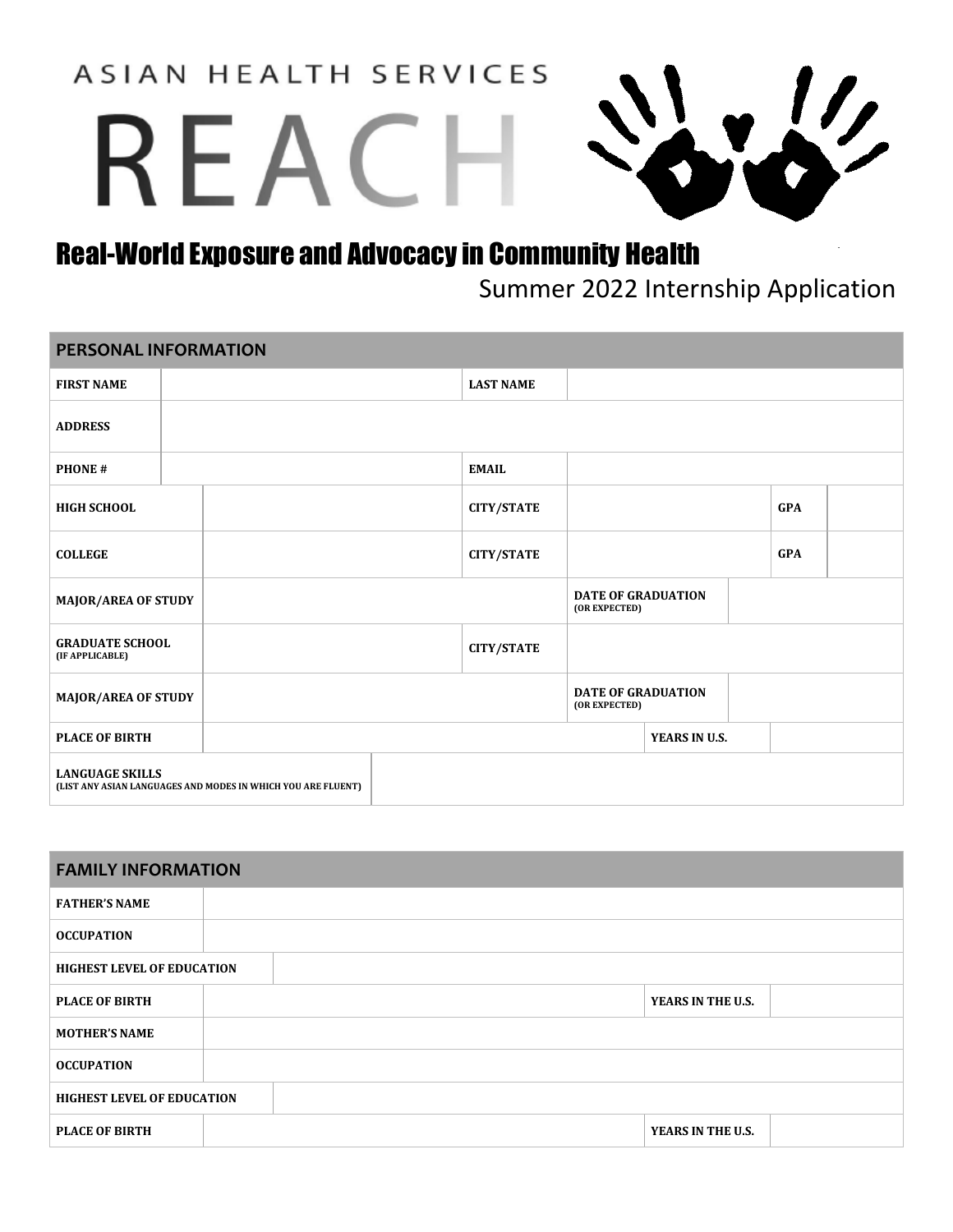ASIAN HEALTH SERVICES

# REACH

## Real-World Exposure and Advocacy in Community Health

### Summer 2022 Internship Application

| PERSONAL INFORMATION | | | | | |
|---|---|---|---|---|---|
| FIRST NAME | | LAST NAME | | | |
| ADDRESS | | | | | |
| PHONE # | | EMAIL | | | |
| HIGH SCHOOL | | CITY/STATE | | GPA | |
| COLLEGE | | CITY/STATE | | GPA | |
| MAJOR/AREA OF STUDY | | DATE OF GRADUATION (OR EXPECTED) | | | |
| GRADUATE SCHOOL (IF APPLICABLE) | | CITY/STATE | | | |
| MAJOR/AREA OF STUDY | | DATE OF GRADUATION (OR EXPECTED) | | | |
| PLACE OF BIRTH | | YEARS IN U.S. | | | |
| LANGUAGE SKILLS (LIST ANY ASIAN LANGUAGES AND MODES IN WHICH YOU ARE FLUENT) | | | | | |

| FAMILY INFORMATION | | | |
|---|---|---|---|
| FATHER'S NAME | | | |
| OCCUPATION | | | |
| HIGHEST LEVEL OF EDUCATION | | | |
| PLACE OF BIRTH | | YEARS IN THE U.S. | |
| MOTHER'S NAME | | | |
| OCCUPATION | | | |
| HIGHEST LEVEL OF EDUCATION | | | |
| PLACE OF BIRTH | | YEARS IN THE U.S. | |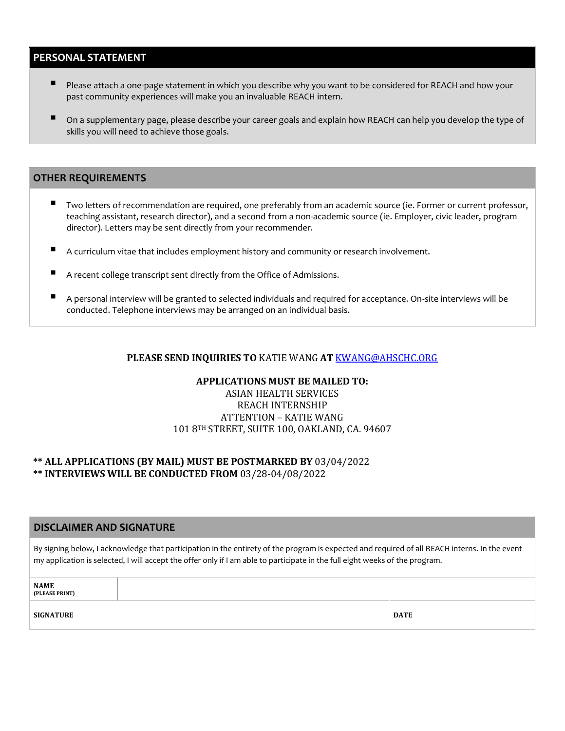## PERSONAL STATEMENT

- Please attach a one-page statement in which you describe why you want to be considered for REACH and how your past community experiences will make you an invaluable REACH intern.
- On a supplementary page, please describe your career goals and explain how REACH can help you develop the type of skills you will need to achieve those goals.

## OTHER REQUIREMENTS

- Two letters of recommendation are required, one preferably from an academic source (ie. Former or current professor, teaching assistant, research director), and a second from a non-academic source (ie. Employer, civic leader, program director). Letters may be sent directly from your recommender.
- A curriculum vitae that includes employment history and community or research involvement.
- A recent college transcript sent directly from the Office of Admissions.
- A personal interview will be granted to selected individuals and required for acceptance. On-site interviews will be conducted. Telephone interviews may be arranged on an individual basis.

**PLEASE SEND INQUIRIES TO** KATIE WANG **AT** KWANG@AHSCHC.ORG

**APPLICATIONS MUST BE MAILED TO:**
ASIAN HEALTH SERVICES
REACH INTERNSHIP
ATTENTION – KATIE WANG
101 8TH STREET, SUITE 100, OAKLAND, CA. 94607

**\*\* ALL APPLICATIONS (BY MAIL) MUST BE POSTMARKED BY** 03/04/2022
**\*\* INTERVIEWS WILL BE CONDUCTED FROM** 03/28-04/08/2022

## DISCLAIMER AND SIGNATURE

By signing below, I acknowledge that participation in the entirety of the program is expected and required of all REACH interns. In the event my application is selected, I will accept the offer only if I am able to participate in the full eight weeks of the program.

| | | | |
|---|---|---|---|
| **NAME** (PLEASE PRINT) | | | |
| **SIGNATURE** | | **DATE** | |